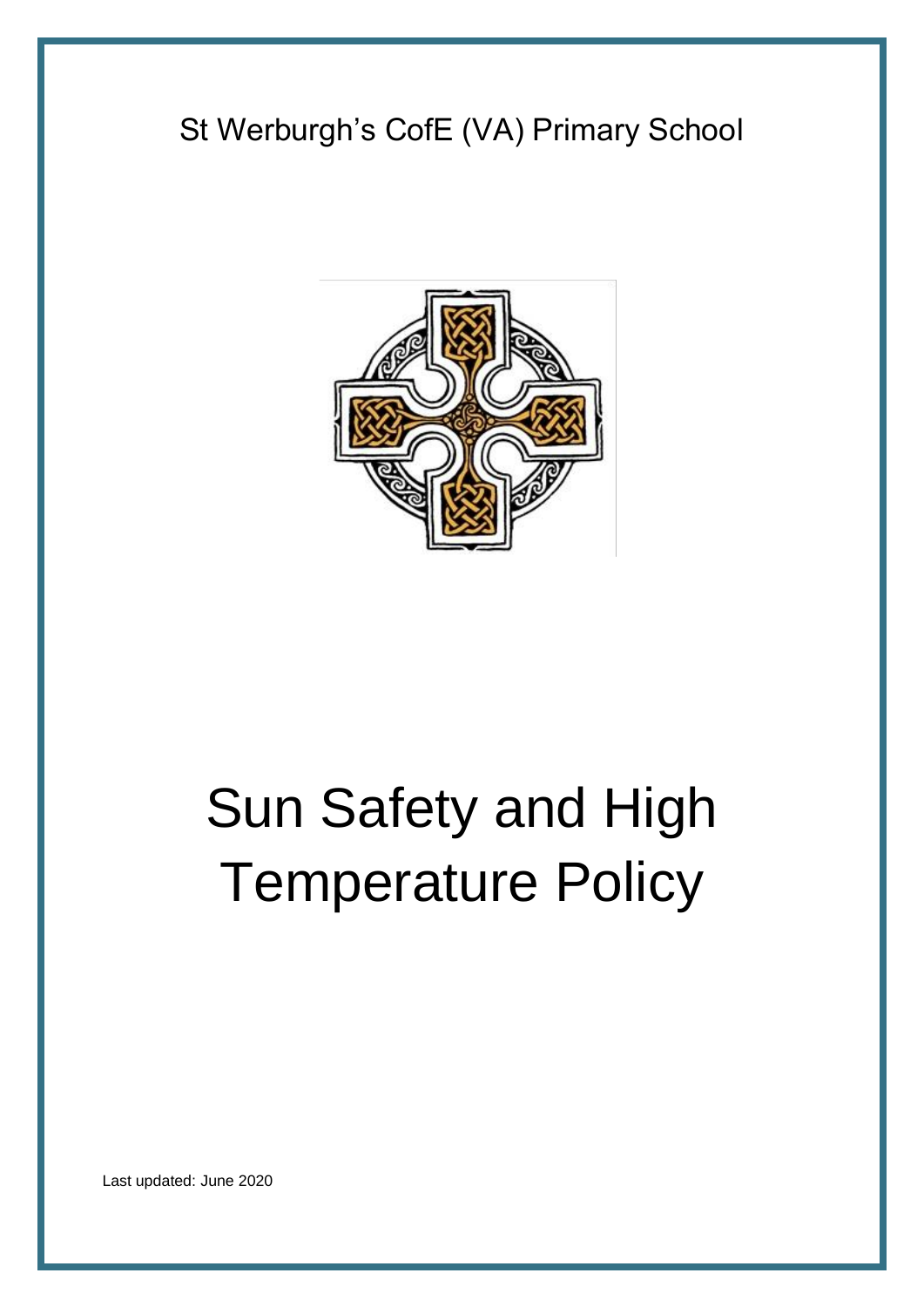St Werburgh's CofE (VA) Primary School

# Sun Safety and High Temperature Policy

Last updated: June 2020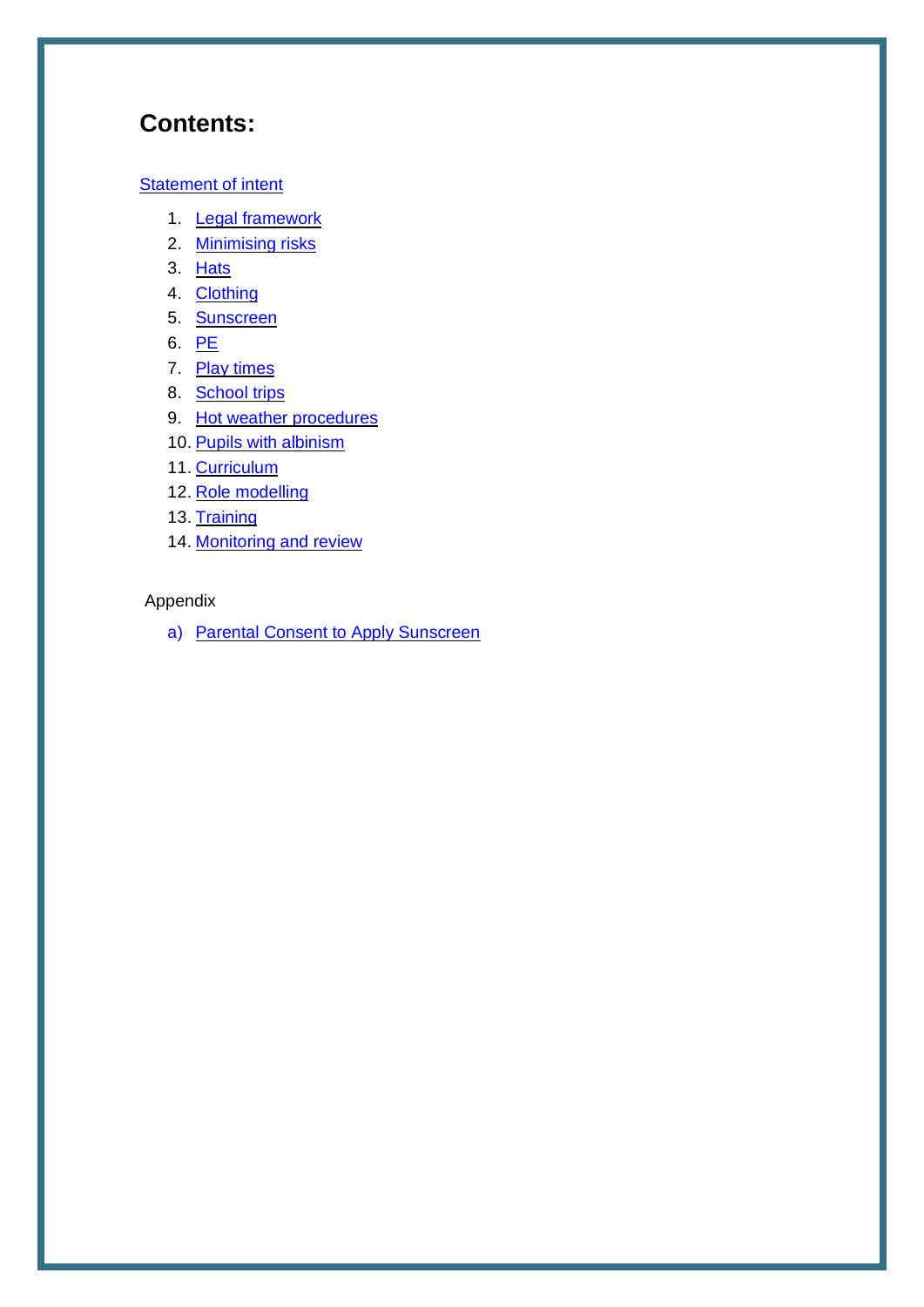# Contents:

Statement of intent

1. Legal framework
2. Minimising risks
3. Hats
4. Clothing
5. Sunscreen
6. PE
7. Play times
8. School trips
9. Hot weather procedures
10. Pupils with albinism
11. Curriculum
12. Role modelling
13. Training
14. Monitoring and review

Appendix

a) Parental Consent to Apply Sunscreen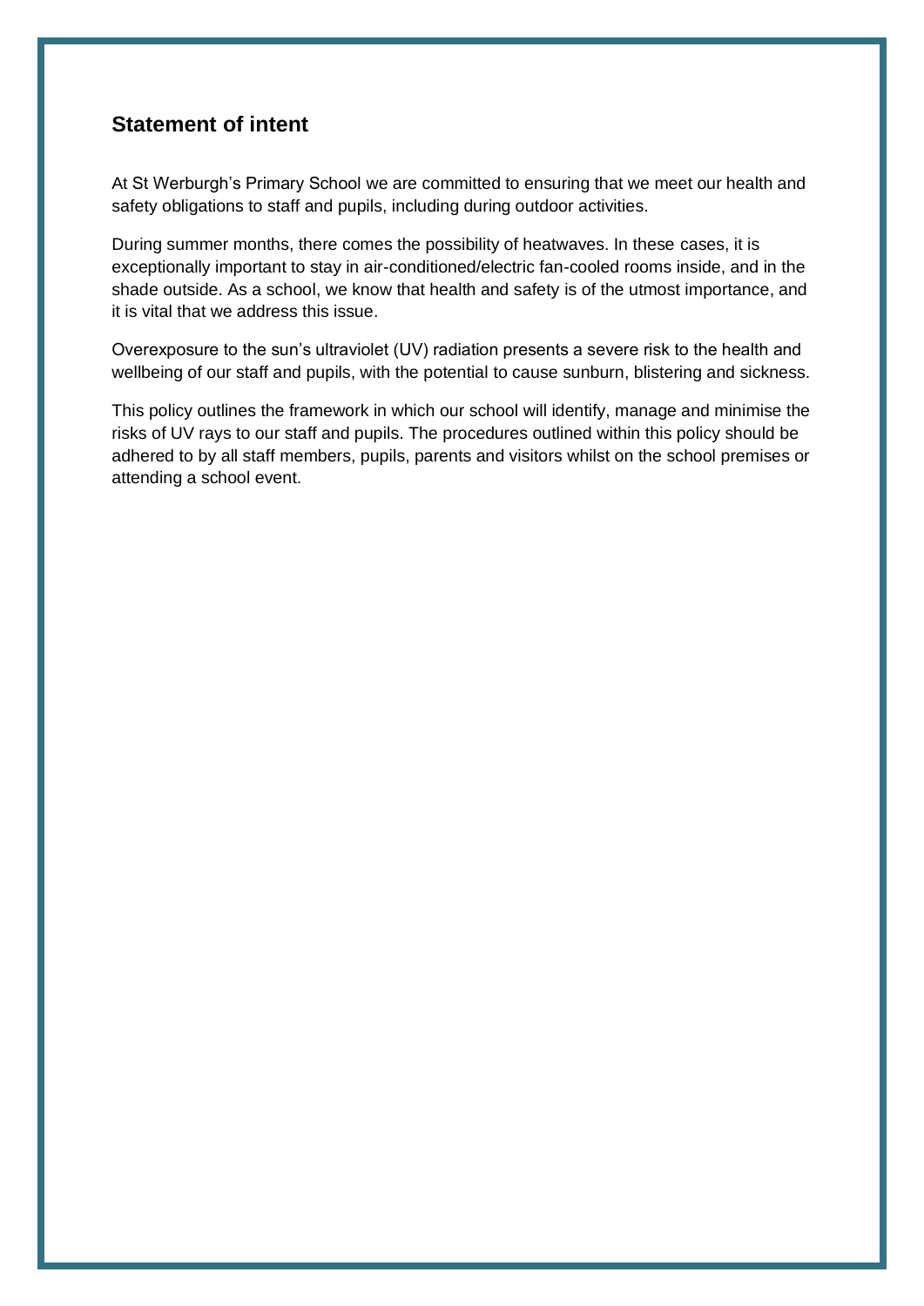## Statement of intent

At St Werburgh's Primary School we are committed to ensuring that we meet our health and safety obligations to staff and pupils, including during outdoor activities.

During summer months, there comes the possibility of heatwaves. In these cases, it is exceptionally important to stay in air-conditioned/electric fan-cooled rooms inside, and in the shade outside. As a school, we know that health and safety is of the utmost importance, and it is vital that we address this issue.

Overexposure to the sun's ultraviolet (UV) radiation presents a severe risk to the health and wellbeing of our staff and pupils, with the potential to cause sunburn, blistering and sickness.

This policy outlines the framework in which our school will identify, manage and minimise the risks of UV rays to our staff and pupils. The procedures outlined within this policy should be adhered to by all staff members, pupils, parents and visitors whilst on the school premises or attending a school event.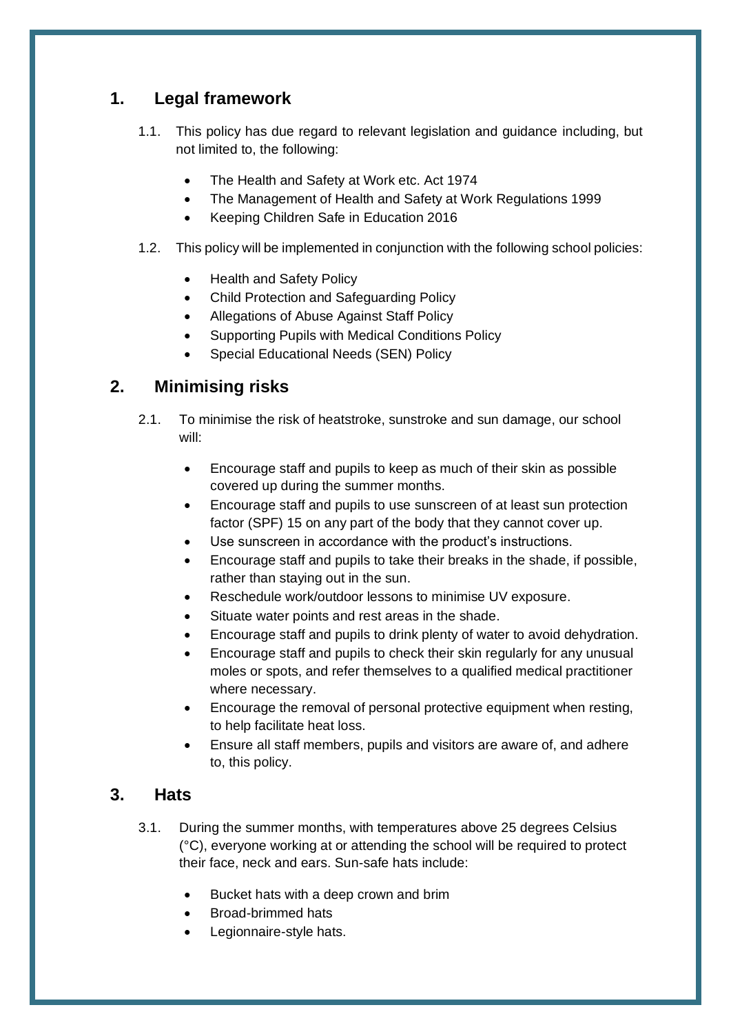## 1. Legal framework

1.1. This policy has due regard to relevant legislation and guidance including, but not limited to, the following:

- The Health and Safety at Work etc. Act 1974
- The Management of Health and Safety at Work Regulations 1999
- Keeping Children Safe in Education 2016

1.2. This policy will be implemented in conjunction with the following school policies:

- Health and Safety Policy
- Child Protection and Safeguarding Policy
- Allegations of Abuse Against Staff Policy
- Supporting Pupils with Medical Conditions Policy
- Special Educational Needs (SEN) Policy

## 2. Minimising risks

2.1. To minimise the risk of heatstroke, sunstroke and sun damage, our school will:

- Encourage staff and pupils to keep as much of their skin as possible covered up during the summer months.
- Encourage staff and pupils to use sunscreen of at least sun protection factor (SPF) 15 on any part of the body that they cannot cover up.
- Use sunscreen in accordance with the product's instructions.
- Encourage staff and pupils to take their breaks in the shade, if possible, rather than staying out in the sun.
- Reschedule work/outdoor lessons to minimise UV exposure.
- Situate water points and rest areas in the shade.
- Encourage staff and pupils to drink plenty of water to avoid dehydration.
- Encourage staff and pupils to check their skin regularly for any unusual moles or spots, and refer themselves to a qualified medical practitioner where necessary.
- Encourage the removal of personal protective equipment when resting, to help facilitate heat loss.
- Ensure all staff members, pupils and visitors are aware of, and adhere to, this policy.

## 3. Hats

3.1. During the summer months, with temperatures above 25 degrees Celsius (°C), everyone working at or attending the school will be required to protect their face, neck and ears. Sun-safe hats include:

- Bucket hats with a deep crown and brim
- Broad-brimmed hats
- Legionnaire-style hats.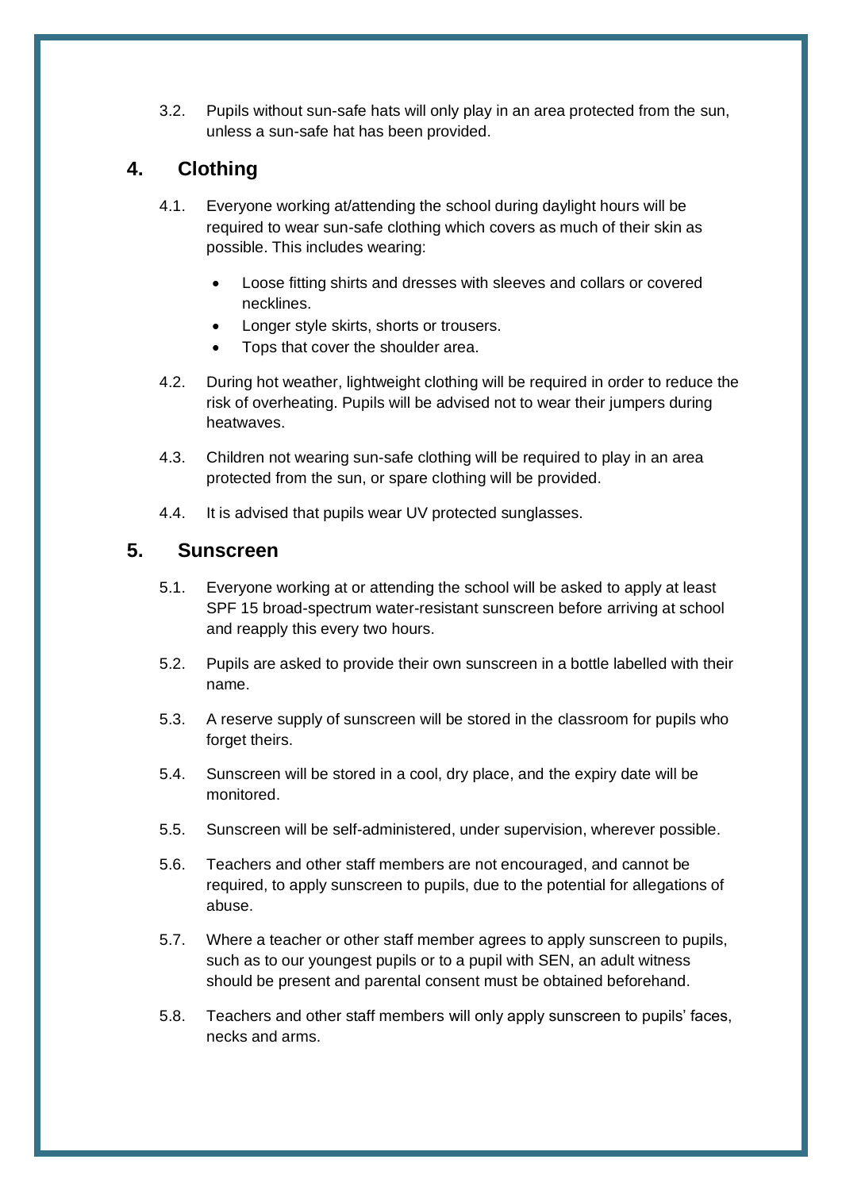3.2. Pupils without sun-safe hats will only play in an area protected from the sun, unless a sun-safe hat has been provided.

## 4. Clothing

4.1. Everyone working at/attending the school during daylight hours will be required to wear sun-safe clothing which covers as much of their skin as possible. This includes wearing:

- Loose fitting shirts and dresses with sleeves and collars or covered necklines.
- Longer style skirts, shorts or trousers.
- Tops that cover the shoulder area.

4.2. During hot weather, lightweight clothing will be required in order to reduce the risk of overheating. Pupils will be advised not to wear their jumpers during heatwaves.

4.3. Children not wearing sun-safe clothing will be required to play in an area protected from the sun, or spare clothing will be provided.

4.4. It is advised that pupils wear UV protected sunglasses.

## 5. Sunscreen

5.1. Everyone working at or attending the school will be asked to apply at least SPF 15 broad-spectrum water-resistant sunscreen before arriving at school and reapply this every two hours.

5.2. Pupils are asked to provide their own sunscreen in a bottle labelled with their name.

5.3. A reserve supply of sunscreen will be stored in the classroom for pupils who forget theirs.

5.4. Sunscreen will be stored in a cool, dry place, and the expiry date will be monitored.

5.5. Sunscreen will be self-administered, under supervision, wherever possible.

5.6. Teachers and other staff members are not encouraged, and cannot be required, to apply sunscreen to pupils, due to the potential for allegations of abuse.

5.7. Where a teacher or other staff member agrees to apply sunscreen to pupils, such as to our youngest pupils or to a pupil with SEN, an adult witness should be present and parental consent must be obtained beforehand.

5.8. Teachers and other staff members will only apply sunscreen to pupils' faces, necks and arms.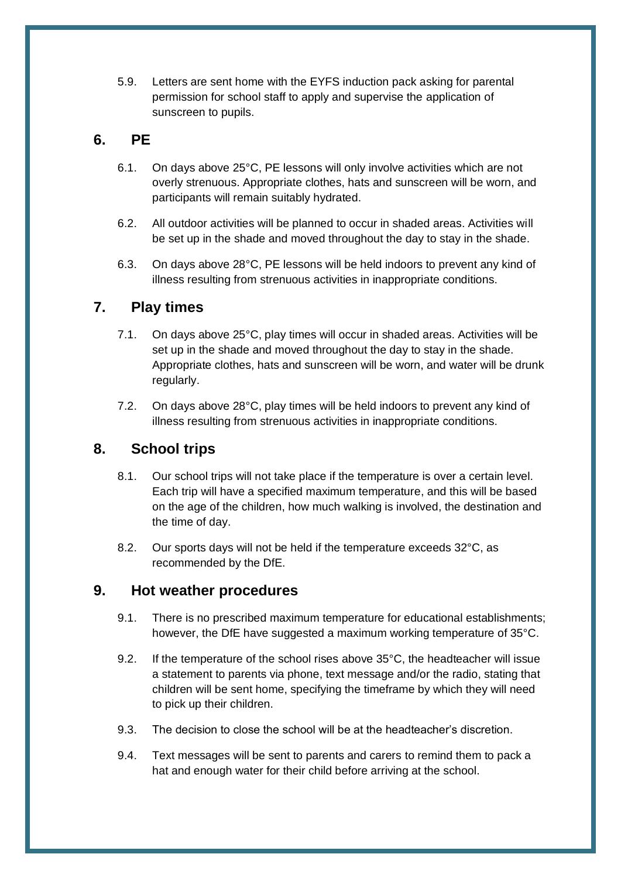5.9. Letters are sent home with the EYFS induction pack asking for parental permission for school staff to apply and supervise the application of sunscreen to pupils.

## 6. PE

6.1. On days above 25°C, PE lessons will only involve activities which are not overly strenuous. Appropriate clothes, hats and sunscreen will be worn, and participants will remain suitably hydrated.

6.2. All outdoor activities will be planned to occur in shaded areas. Activities will be set up in the shade and moved throughout the day to stay in the shade.

6.3. On days above 28°C, PE lessons will be held indoors to prevent any kind of illness resulting from strenuous activities in inappropriate conditions.

## 7. Play times

7.1. On days above 25°C, play times will occur in shaded areas. Activities will be set up in the shade and moved throughout the day to stay in the shade. Appropriate clothes, hats and sunscreen will be worn, and water will be drunk regularly.

7.2. On days above 28°C, play times will be held indoors to prevent any kind of illness resulting from strenuous activities in inappropriate conditions.

## 8. School trips

8.1. Our school trips will not take place if the temperature is over a certain level. Each trip will have a specified maximum temperature, and this will be based on the age of the children, how much walking is involved, the destination and the time of day.

8.2. Our sports days will not be held if the temperature exceeds 32°C, as recommended by the DfE.

## 9. Hot weather procedures

9.1. There is no prescribed maximum temperature for educational establishments; however, the DfE have suggested a maximum working temperature of 35°C.

9.2. If the temperature of the school rises above 35°C, the headteacher will issue a statement to parents via phone, text message and/or the radio, stating that children will be sent home, specifying the timeframe by which they will need to pick up their children.

9.3. The decision to close the school will be at the headteacher's discretion.

9.4. Text messages will be sent to parents and carers to remind them to pack a hat and enough water for their child before arriving at the school.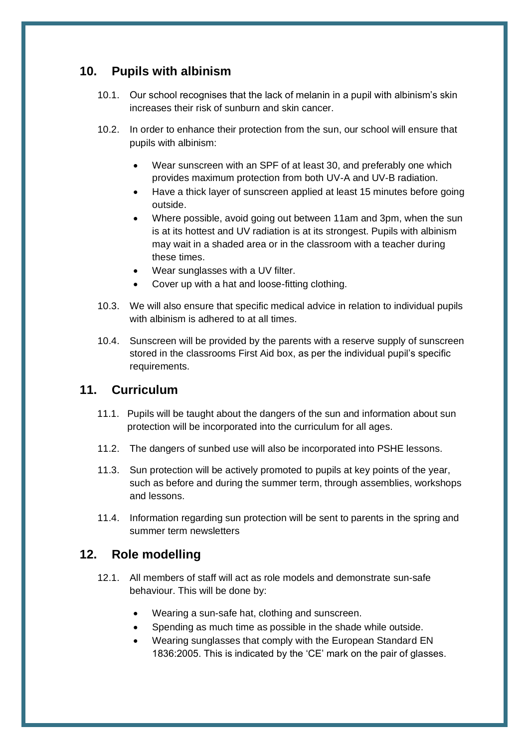## 10. Pupils with albinism

10.1. Our school recognises that the lack of melanin in a pupil with albinism's skin increases their risk of sunburn and skin cancer.

10.2. In order to enhance their protection from the sun, our school will ensure that pupils with albinism:

- Wear sunscreen with an SPF of at least 30, and preferably one which provides maximum protection from both UV-A and UV-B radiation.
- Have a thick layer of sunscreen applied at least 15 minutes before going outside.
- Where possible, avoid going out between 11am and 3pm, when the sun is at its hottest and UV radiation is at its strongest. Pupils with albinism may wait in a shaded area or in the classroom with a teacher during these times.
- Wear sunglasses with a UV filter.
- Cover up with a hat and loose-fitting clothing.

10.3. We will also ensure that specific medical advice in relation to individual pupils with albinism is adhered to at all times.

10.4. Sunscreen will be provided by the parents with a reserve supply of sunscreen stored in the classrooms First Aid box, as per the individual pupil's specific requirements.

## 11. Curriculum

11.1. Pupils will be taught about the dangers of the sun and information about sun protection will be incorporated into the curriculum for all ages.

11.2. The dangers of sunbed use will also be incorporated into PSHE lessons.

11.3. Sun protection will be actively promoted to pupils at key points of the year, such as before and during the summer term, through assemblies, workshops and lessons.

11.4. Information regarding sun protection will be sent to parents in the spring and summer term newsletters

## 12. Role modelling

12.1. All members of staff will act as role models and demonstrate sun-safe behaviour. This will be done by:

- Wearing a sun-safe hat, clothing and sunscreen.
- Spending as much time as possible in the shade while outside.
- Wearing sunglasses that comply with the European Standard EN 1836:2005. This is indicated by the 'CE' mark on the pair of glasses.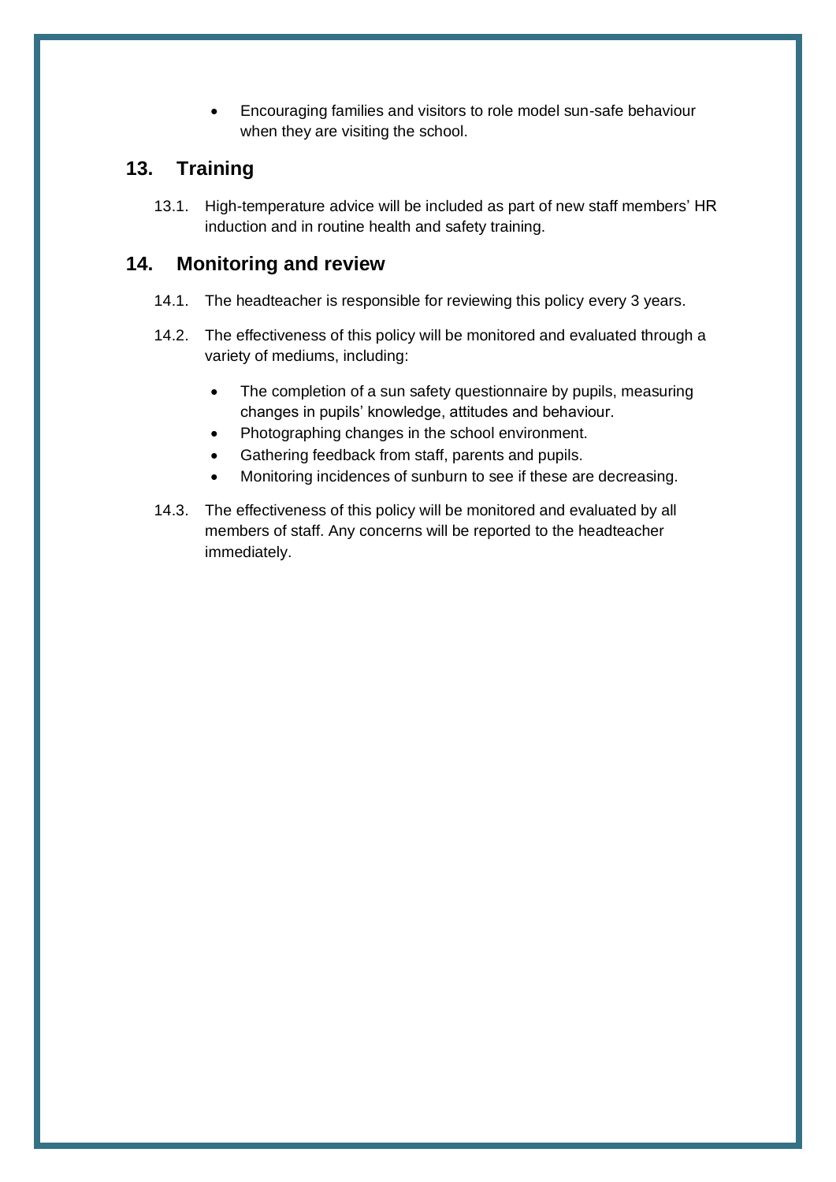- Encouraging families and visitors to role model sun-safe behaviour when they are visiting the school.

## 13. Training

13.1. High-temperature advice will be included as part of new staff members' HR induction and in routine health and safety training.

## 14. Monitoring and review

14.1. The headteacher is responsible for reviewing this policy every 3 years.

14.2. The effectiveness of this policy will be monitored and evaluated through a variety of mediums, including:

- The completion of a sun safety questionnaire by pupils, measuring changes in pupils' knowledge, attitudes and behaviour.
- Photographing changes in the school environment.
- Gathering feedback from staff, parents and pupils.
- Monitoring incidences of sunburn to see if these are decreasing.

14.3. The effectiveness of this policy will be monitored and evaluated by all members of staff. Any concerns will be reported to the headteacher immediately.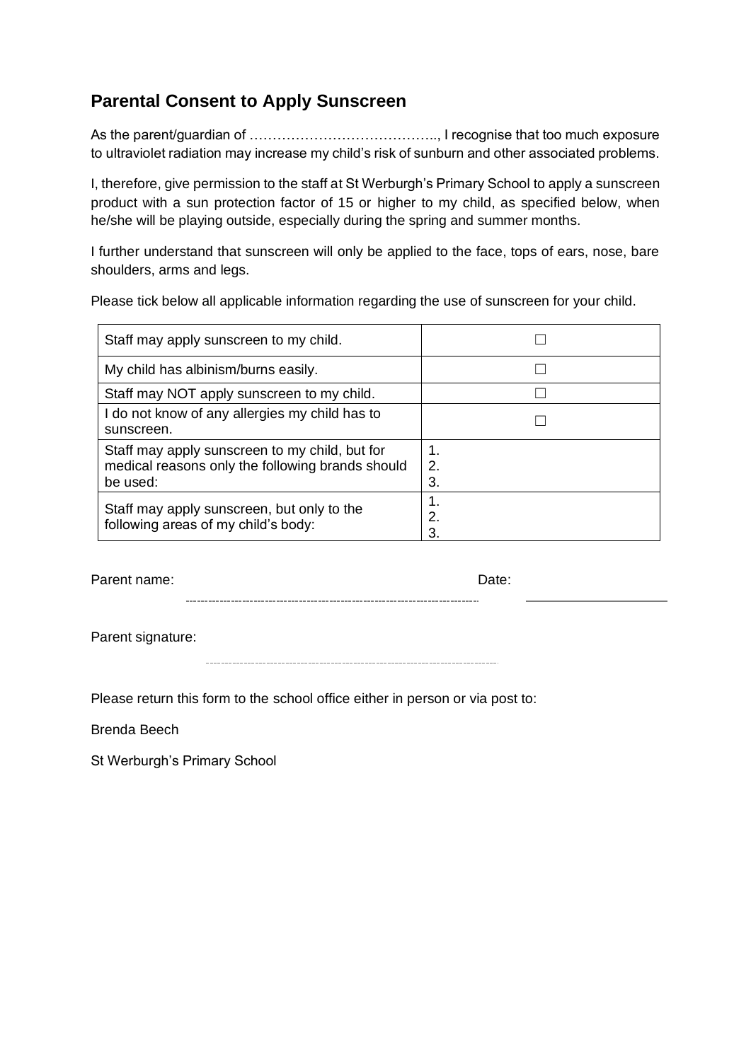## Parental Consent to Apply Sunscreen

As the parent/guardian of ………………………………….., I recognise that too much exposure to ultraviolet radiation may increase my child's risk of sunburn and other associated problems.

I, therefore, give permission to the staff at St Werburgh's Primary School to apply a sunscreen product with a sun protection factor of 15 or higher to my child, as specified below, when he/she will be playing outside, especially during the spring and summer months.

I further understand that sunscreen will only be applied to the face, tops of ears, nose, bare shoulders, arms and legs.

Please tick below all applicable information regarding the use of sunscreen for your child.

| | |
|---|---|
| Staff may apply sunscreen to my child. | ☐ |
| My child has albinism/burns easily. | ☐ |
| Staff may NOT apply sunscreen to my child. | ☐ |
| I do not know of any allergies my child has to sunscreen. | ☐ |
| Staff may apply sunscreen to my child, but for medical reasons only the following brands should be used: | 1.<br>2.<br>3. |
| Staff may apply sunscreen, but only to the following areas of my child's body: | 1.<br>2.<br>3. |

Parent name: ………………………………………………… Date: ____________________

Parent signature: …………………………………………………

Please return this form to the school office either in person or via post to:

Brenda Beech

St Werburgh's Primary School